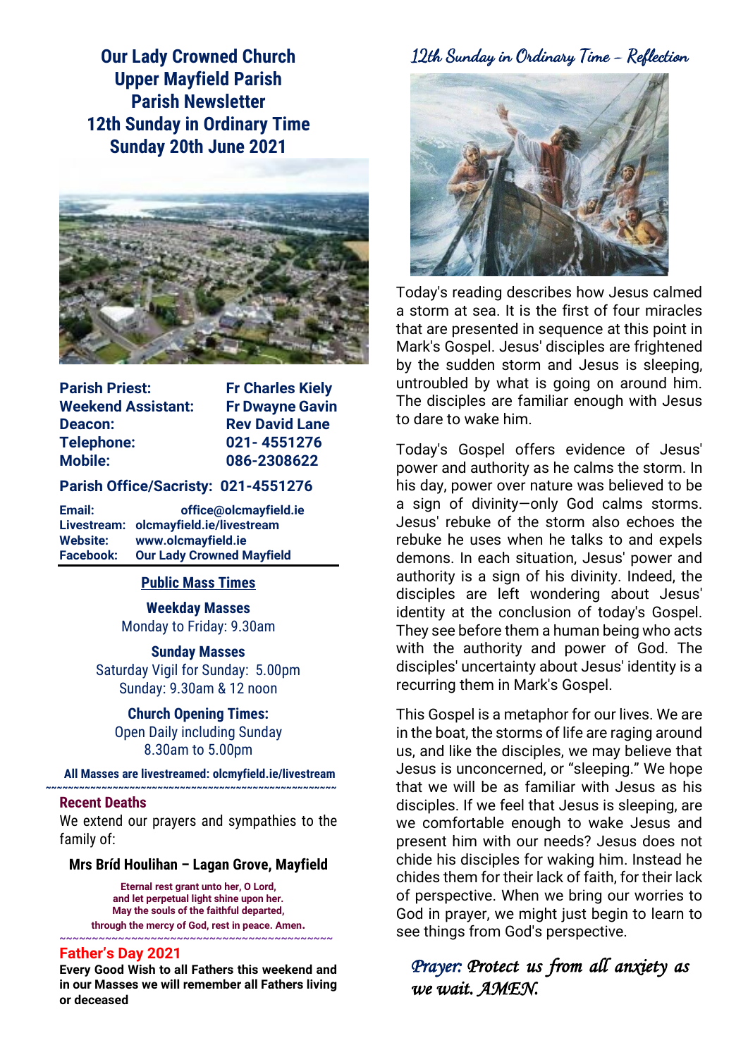# Our Lady Crowned Church
## Upper Mayfield Parish
## Parish Newsletter
## 12th Sunday in Ordinary Time
## Sunday 20th June 2021

| | |
|---|---|
| **Parish Priest:** | **Fr Charles Kiely** |
| **Weekend Assistant:** | **Fr Dwayne Gavin** |
| **Deacon:** | **Rev David Lane** |
| **Telephone:** | **021- 4551276** |
| **Mobile:** | **086-2308622** |

**Parish Office/Sacristy: 021-4551276**

**Email:** office@olcmayfield.ie
**Livestream:** olcmayfield.ie/livestream
**Website:** www.olcmayfield.ie
**Facebook:** Our Lady Crowned Mayfield

### Public Mass Times

**Weekday Masses**
Monday to Friday: 9.30am

**Sunday Masses**
Saturday Vigil for Sunday: 5.00pm
Sunday: 9.30am & 12 noon

**Church Opening Times:**
Open Daily including Sunday
8.30am to 5.00pm

**All Masses are livestreamed: olcmyfield.ie/livestream**

~~~~~~~~~~~~~~~~~~~~~~~~~~~~~~~~~~~~~~~~~~~~~~~~

### Recent Deaths

We extend our prayers and sympathies to the family of:

**Mrs Bríd Houlihan – Lagan Grove, Mayfield**

Eternal rest grant unto her, O Lord,
and let perpetual light shine upon her.
May the souls of the faithful departed,
through the mercy of God, rest in peace. Amen.

~~~~~~~~~~~~~~~~~~~~~~~~~~~~~~~~~~~~~~~~~~~~~~~~

### Father's Day 2021

**Every Good Wish to all Fathers this weekend and in our Masses we will remember all Fathers living or deceased**

## 12th Sunday in Ordinary Time – Reflection

Today's reading describes how Jesus calmed a storm at sea. It is the first of four miracles that are presented in sequence at this point in Mark's Gospel. Jesus' disciples are frightened by the sudden storm and Jesus is sleeping, untroubled by what is going on around him. The disciples are familiar enough with Jesus to dare to wake him.

Today's Gospel offers evidence of Jesus' power and authority as he calms the storm. In his day, power over nature was believed to be a sign of divinity—only God calms storms. Jesus' rebuke of the storm also echoes the rebuke he uses when he talks to and expels demons. In each situation, Jesus' power and authority is a sign of his divinity. Indeed, the disciples are left wondering about Jesus' identity at the conclusion of today's Gospel. They see before them a human being who acts with the authority and power of God. The disciples' uncertainty about Jesus' identity is a recurring them in Mark's Gospel.

This Gospel is a metaphor for our lives. We are in the boat, the storms of life are raging around us, and like the disciples, we may believe that Jesus is unconcerned, or "sleeping." We hope that we will be as familiar with Jesus as his disciples. If we feel that Jesus is sleeping, are we comfortable enough to wake Jesus and present him with our needs? Jesus does not chide his disciples for waking him. Instead he chides them for their lack of faith, for their lack of perspective. When we bring our worries to God in prayer, we might just begin to learn to see things from God's perspective.

*Prayer: Protect us from all anxiety as we wait. AMEN.*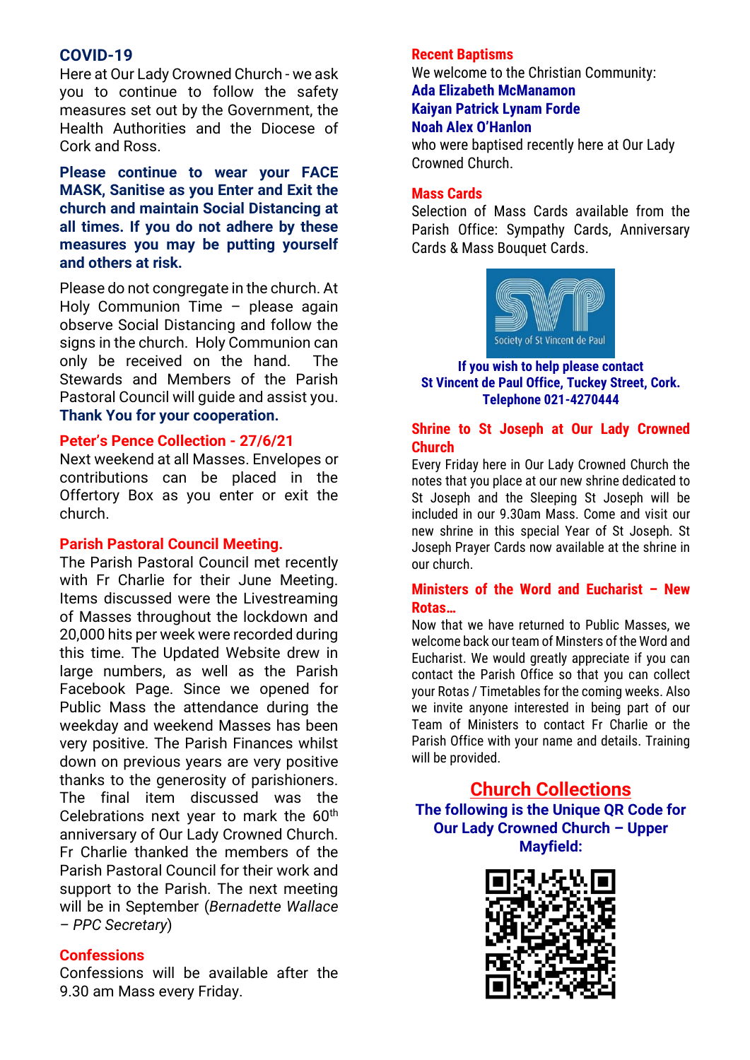## COVID-19

Here at Our Lady Crowned Church - we ask you to continue to follow the safety measures set out by the Government, the Health Authorities and the Diocese of Cork and Ross.

**Please continue to wear your FACE MASK, Sanitise as you Enter and Exit the church and maintain Social Distancing at all times. If you do not adhere by these measures you may be putting yourself and others at risk.**

Please do not congregate in the church. At Holy Communion Time – please again observe Social Distancing and follow the signs in the church. Holy Communion can only be received on the hand. The Stewards and Members of the Parish Pastoral Council will guide and assist you. **Thank You for your cooperation.**

## Peter's Pence Collection - 27/6/21

Next weekend at all Masses. Envelopes or contributions can be placed in the Offertory Box as you enter or exit the church.

## Parish Pastoral Council Meeting.

The Parish Pastoral Council met recently with Fr Charlie for their June Meeting. Items discussed were the Livestreaming of Masses throughout the lockdown and 20,000 hits per week were recorded during this time. The Updated Website drew in large numbers, as well as the Parish Facebook Page. Since we opened for Public Mass the attendance during the weekday and weekend Masses has been very positive. The Parish Finances whilst down on previous years are very positive thanks to the generosity of parishioners. The final item discussed was the 60th Celebrations next year to mark the 60th anniversary of Our Lady Crowned Church. Fr Charlie thanked the members of the Parish Pastoral Council for their work and support to the Parish. The next meeting will be in September (*Bernadette Wallace – PPC Secretary*)

## Confessions

Confessions will be available after the 9.30 am Mass every Friday.

## Recent Baptisms

We welcome to the Christian Community:

**Ada Elizabeth McManamon**
**Kaiyan Patrick Lynam Forde**
**Noah Alex O'Hanlon**

who were baptised recently here at Our Lady Crowned Church.

## Mass Cards

Selection of Mass Cards available from the Parish Office: Sympathy Cards, Anniversary Cards & Mass Bouquet Cards.

SVP
Society of St Vincent de Paul

**If you wish to help please contact St Vincent de Paul Office, Tuckey Street, Cork. Telephone 021-4270444**

## Shrine to St Joseph at Our Lady Crowned Church

Every Friday here in Our Lady Crowned Church the notes that you place at our new shrine dedicated to St Joseph and the Sleeping St Joseph will be included in our 9.30am Mass. Come and visit our new shrine in this special Year of St Joseph. St Joseph Prayer Cards now available at the shrine in our church.

## Ministers of the Word and Eucharist – New Rotas…

Now that we have returned to Public Masses, we welcome back our team of Minsters of the Word and Eucharist. We would greatly appreciate if you can contact the Parish Office so that you can collect your Rotas / Timetables for the coming weeks. Also we invite anyone interested in being part of our Team of Ministers to contact Fr Charlie or the Parish Office with your name and details. Training will be provided.

## Church Collections

**The following is the Unique QR Code for Our Lady Crowned Church – Upper Mayfield:**